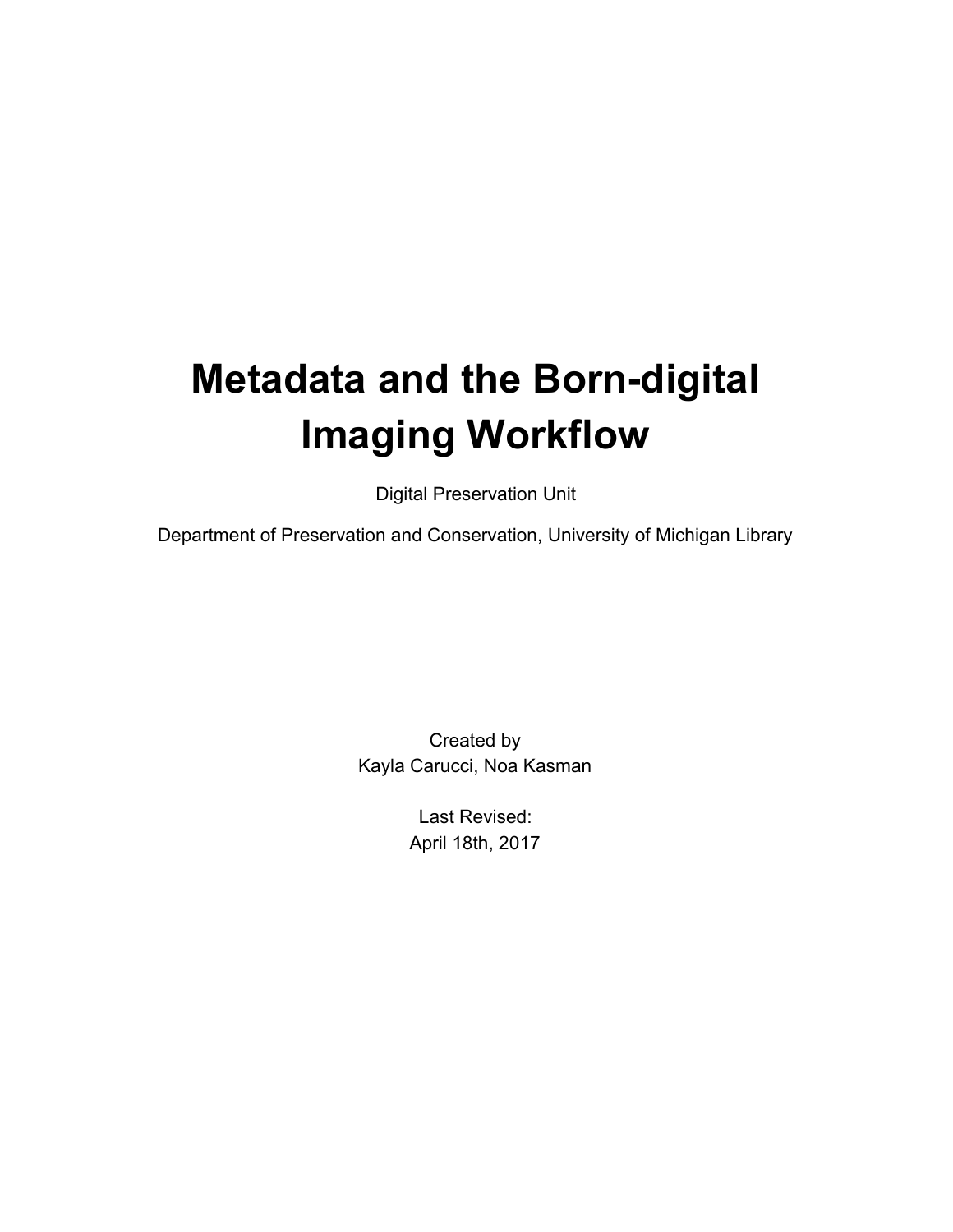# Metadata and the Born-digital Imaging Workflow

Digital Preservation Unit

Department of Preservation and Conservation, University of Michigan Library

Created by
Kayla Carucci, Noa Kasman

Last Revised:
April 18th, 2017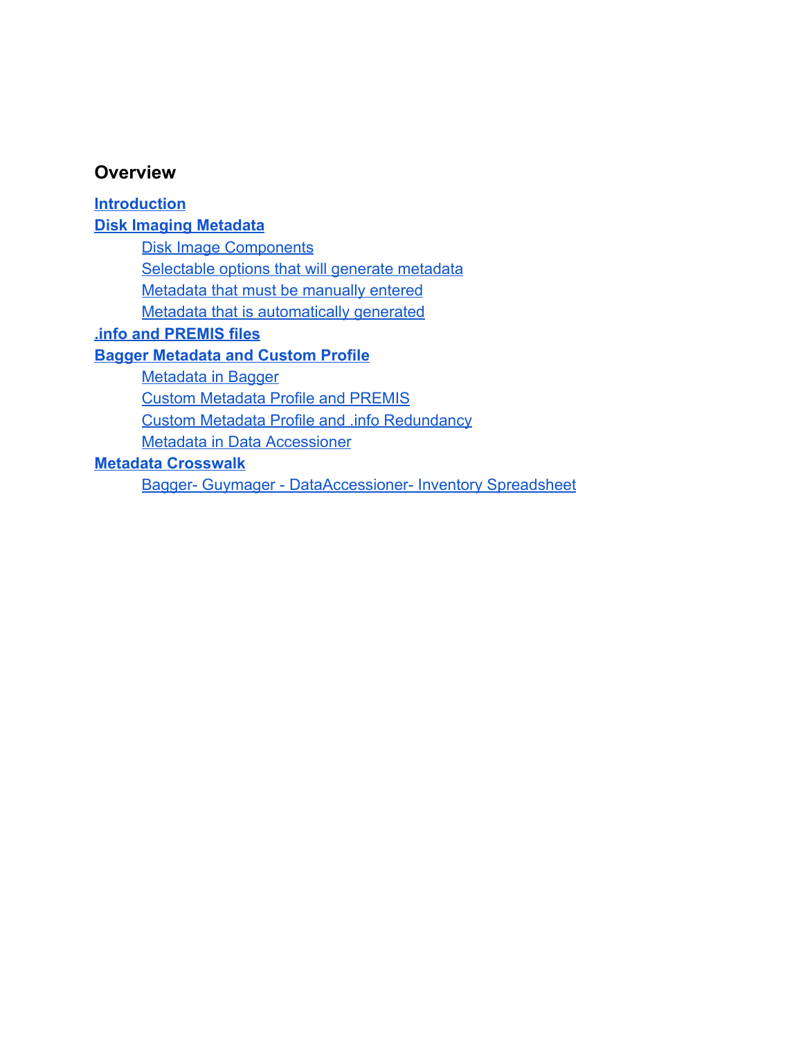## Overview

**Introduction**

**Disk Imaging Metadata**

- Disk Image Components
- Selectable options that will generate metadata
- Metadata that must be manually entered
- Metadata that is automatically generated

**.info and PREMIS files**

**Bagger Metadata and Custom Profile**

- Metadata in Bagger
- Custom Metadata Profile and PREMIS
- Custom Metadata Profile and .info Redundancy
- Metadata in Data Accessioner

**Metadata Crosswalk**

- Bagger- Guymager - DataAccessioner- Inventory Spreadsheet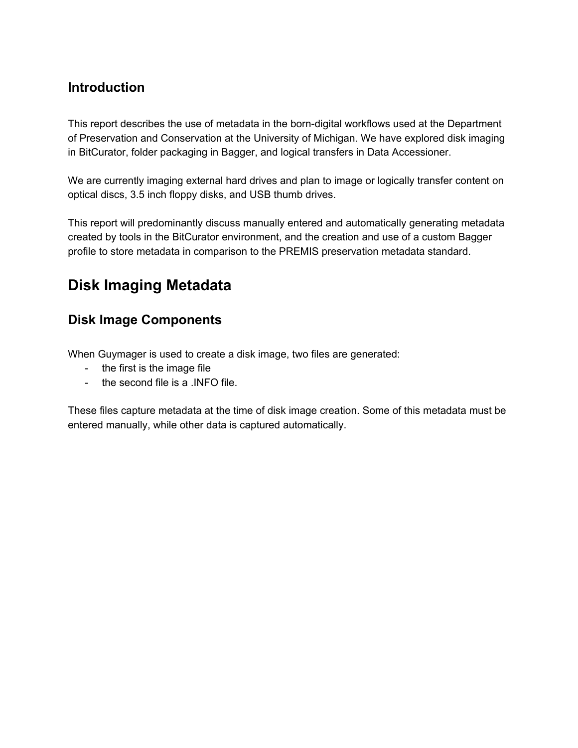### Introduction

This report describes the use of metadata in the born-digital workflows used at the Department of Preservation and Conservation at the University of Michigan. We have explored disk imaging in BitCurator, folder packaging in Bagger, and logical transfers in Data Accessioner.

We are currently imaging external hard drives and plan to image or logically transfer content on optical discs, 3.5 inch floppy disks, and USB thumb drives.

This report will predominantly discuss manually entered and automatically generating metadata created by tools in the BitCurator environment, and the creation and use of a custom Bagger profile to store metadata in comparison to the PREMIS preservation metadata standard.

## Disk Imaging Metadata

### Disk Image Components

When Guymager is used to create a disk image, two files are generated:

- the first is the image file
- the second file is a .INFO file.

These files capture metadata at the time of disk image creation. Some of this metadata must be entered manually, while other data is captured automatically.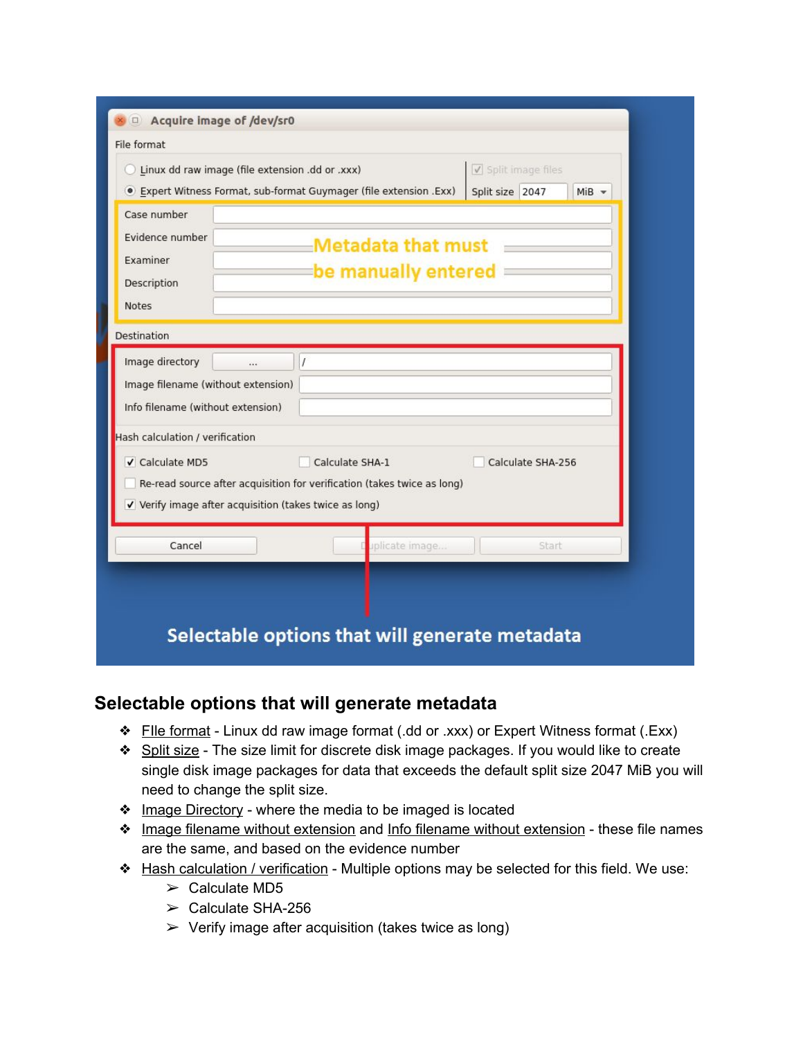## Selectable options that will generate metadata

- FIle format - Linux dd raw image format (.dd or .xxx) or Expert Witness format (.Exx)
- Split size - The size limit for discrete disk image packages. If you would like to create single disk image packages for data that exceeds the default split size 2047 MiB you will need to change the split size.
- Image Directory - where the media to be imaged is located
- Image filename without extension and Info filename without extension - these file names are the same, and based on the evidence number
- Hash calculation / verification - Multiple options may be selected for this field. We use:
  - Calculate MD5
  - Calculate SHA-256
  - Verify image after acquisition (takes twice as long)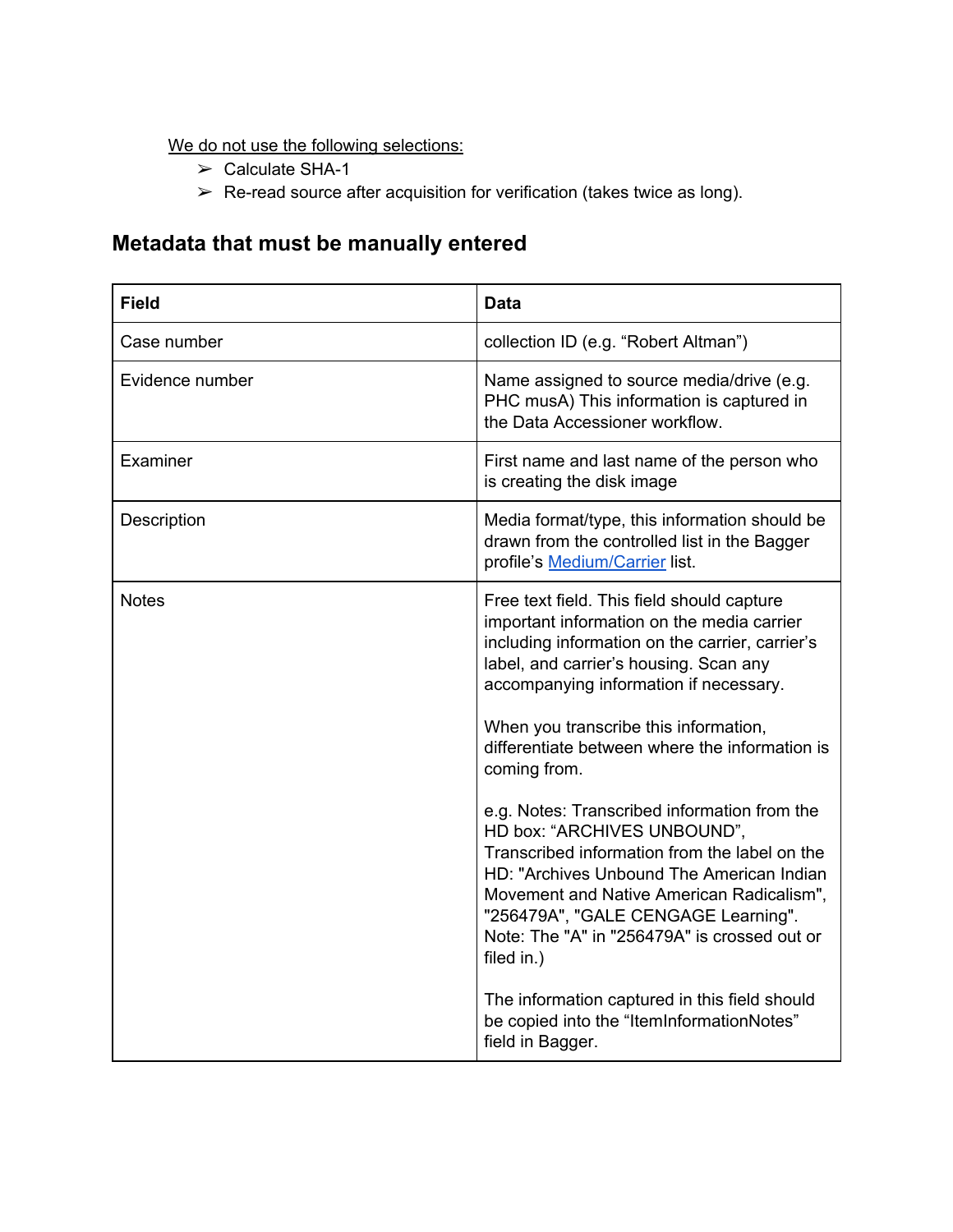We do not use the following selections:

- Calculate SHA-1
- Re-read source after acquisition for verification (takes twice as long).

## Metadata that must be manually entered

| Field | Data |
|---|---|
| Case number | collection ID (e.g. “Robert Altman”) |
| Evidence number | Name assigned to source media/drive (e.g. PHC musA) This information is captured in the Data Accessioner workflow. |
| Examiner | First name and last name of the person who is creating the disk image |
| Description | Media format/type, this information should be drawn from the controlled list in the Bagger profile’s Medium/Carrier list. |
| Notes | Free text field. This field should capture important information on the media carrier including information on the carrier, carrier’s label, and carrier’s housing. Scan any accompanying information if necessary.<br><br>When you transcribe this information, differentiate between where the information is coming from.<br><br>e.g. Notes: Transcribed information from the HD box: “ARCHIVES UNBOUND”, Transcribed information from the label on the HD: "Archives Unbound The American Indian Movement and Native American Radicalism", "256479A", "GALE CENGAGE Learning". Note: The "A" in "256479A" is crossed out or filed in.)<br><br>The information captured in this field should be copied into the “ItemInformationNotes” field in Bagger. |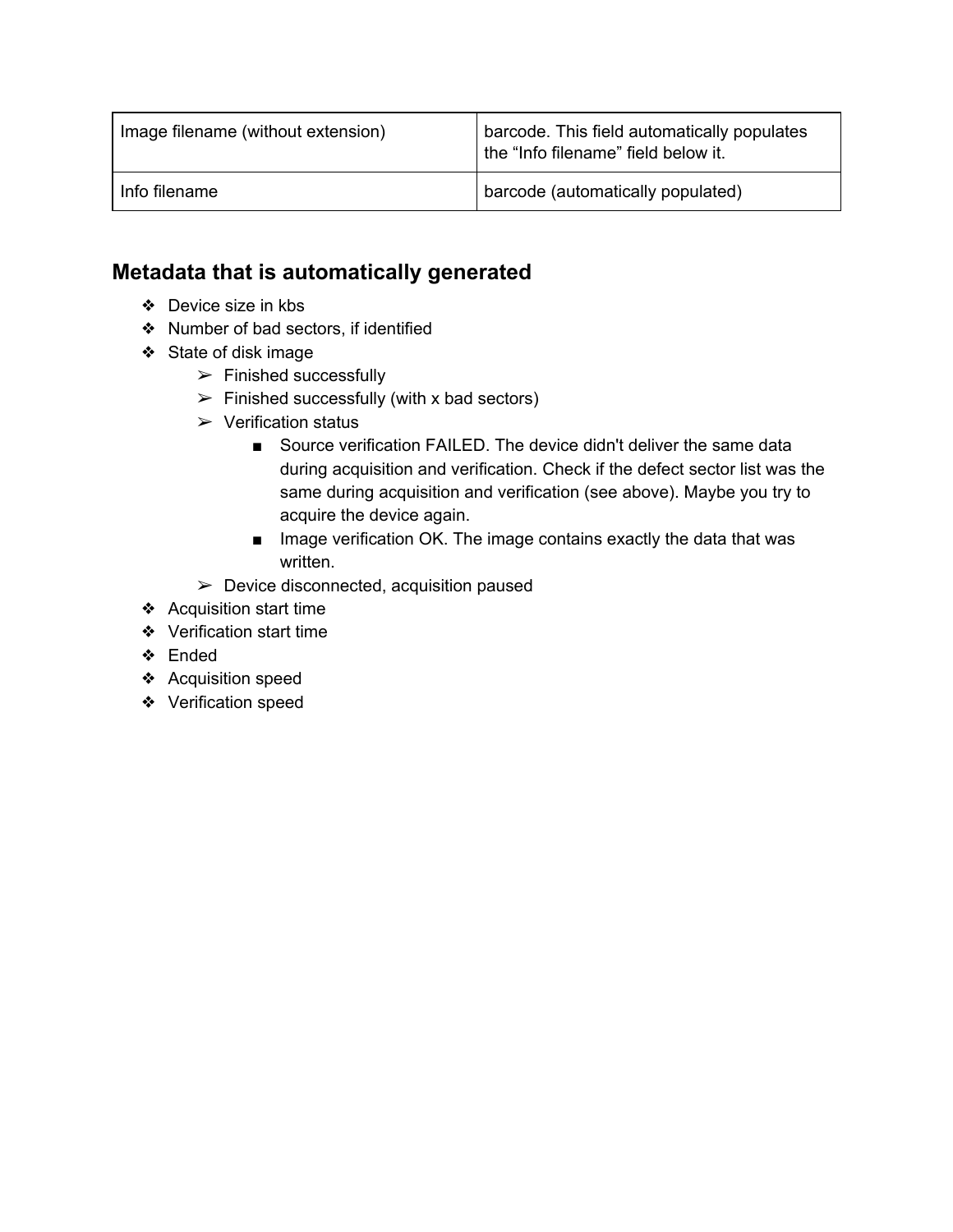| Image filename (without extension) | barcode. This field automatically populates the “Info filename” field below it. |
|---|---|
| Info filename | barcode (automatically populated) |

## Metadata that is automatically generated

- Device size in kbs
- Number of bad sectors, if identified
- State of disk image
    - Finished successfully
    - Finished successfully (with x bad sectors)
    - Verification status
        - Source verification FAILED. The device didn't deliver the same data during acquisition and verification. Check if the defect sector list was the same during acquisition and verification (see above). Maybe you try to acquire the device again.
        - Image verification OK. The image contains exactly the data that was written.
    - Device disconnected, acquisition paused
- Acquisition start time
- Verification start time
- Ended
- Acquisition speed
- Verification speed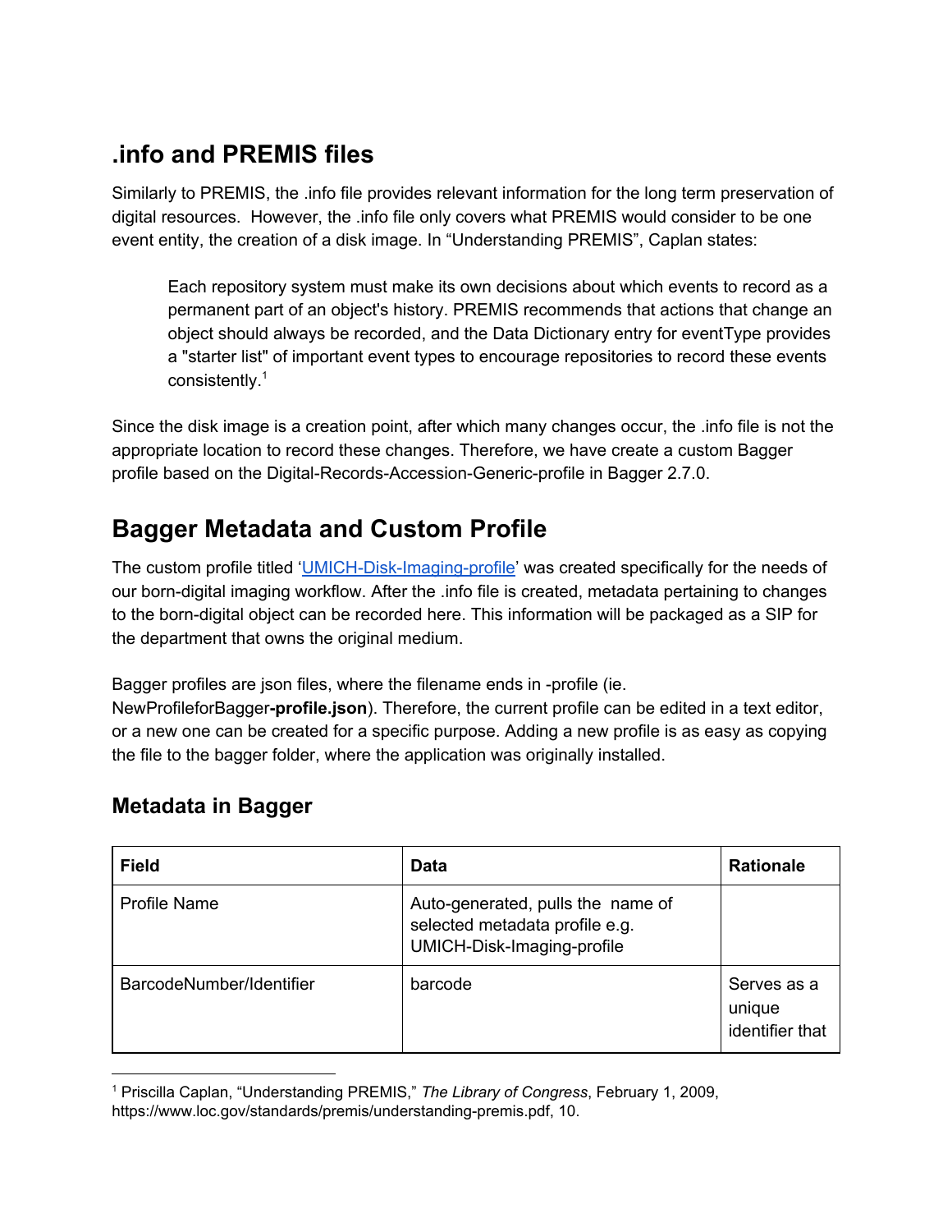## .info and PREMIS files

Similarly to PREMIS, the .info file provides relevant information for the long term preservation of digital resources. However, the .info file only covers what PREMIS would consider to be one event entity, the creation of a disk image. In "Understanding PREMIS", Caplan states:

> Each repository system must make its own decisions about which events to record as a permanent part of an object's history. PREMIS recommends that actions that change an object should always be recorded, and the Data Dictionary entry for eventType provides a "starter list" of important event types to encourage repositories to record these events consistently.[1]

Since the disk image is a creation point, after which many changes occur, the .info file is not the appropriate location to record these changes. Therefore, we have create a custom Bagger profile based on the Digital-Records-Accession-Generic-profile in Bagger 2.7.0.

## Bagger Metadata and Custom Profile

The custom profile titled 'UMICH-Disk-Imaging-profile' was created specifically for the needs of our born-digital imaging workflow. After the .info file is created, metadata pertaining to changes to the born-digital object can be recorded here. This information will be packaged as a SIP for the department that owns the original medium.

Bagger profiles are json files, where the filename ends in -profile (ie. NewProfileforBagger**-profile.json**). Therefore, the current profile can be edited in a text editor, or a new one can be created for a specific purpose. Adding a new profile is as easy as copying the file to the bagger folder, where the application was originally installed.

### Metadata in Bagger

| Field | Data | Rationale |
|---|---|---|
| Profile Name | Auto-generated, pulls the name of selected metadata profile e.g. UMICH-Disk-Imaging-profile | |
| BarcodeNumber/Identifier | barcode | Serves as a unique identifier that |

[1] Priscilla Caplan, "Understanding PREMIS," *The Library of Congress*, February 1, 2009, https://www.loc.gov/standards/premis/understanding-premis.pdf, 10.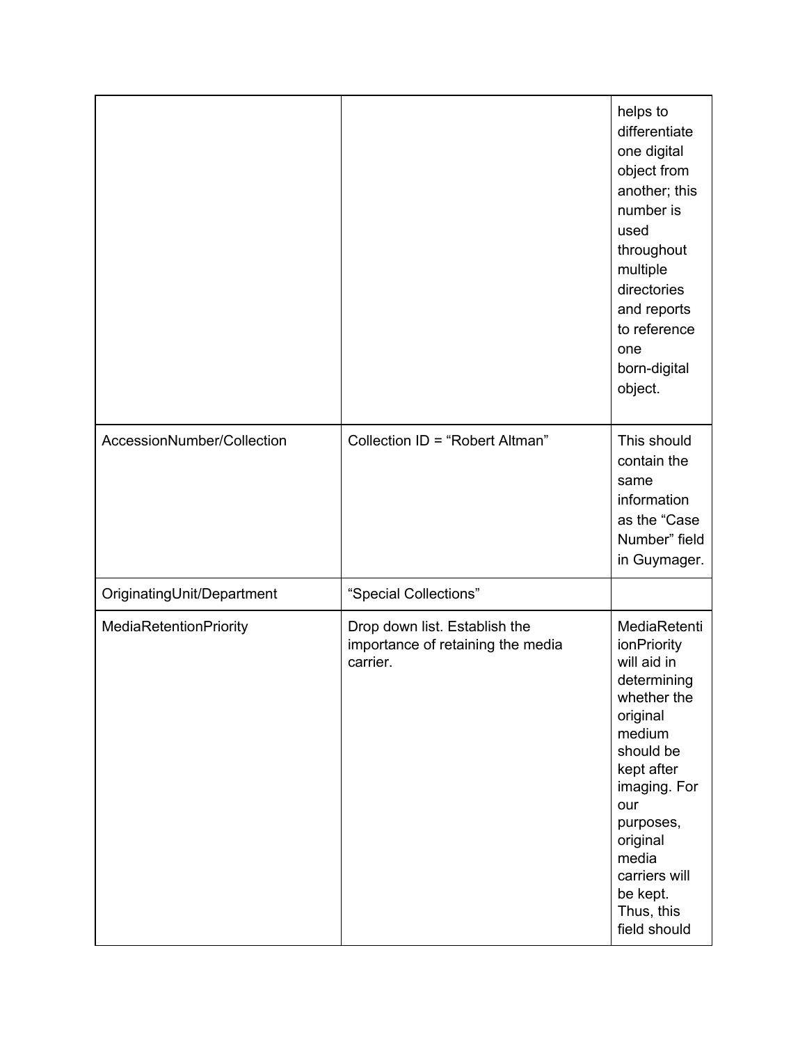|  |  |  |
|---|---|---|
|  |  | helps to differentiate one digital object from another; this number is used throughout multiple directories and reports to reference one born-digital object. |
| AccessionNumber/Collection | Collection ID = “Robert Altman” | This should contain the same information as the “Case Number” field in Guymager. |
| OriginatingUnit/Department | “Special Collections” |  |
| MediaRetentionPriority | Drop down list. Establish the importance of retaining the media carrier. | MediaRetentionPriority will aid in determining whether the original medium should be kept after imaging. For our purposes, original media carriers will be kept. Thus, this field should |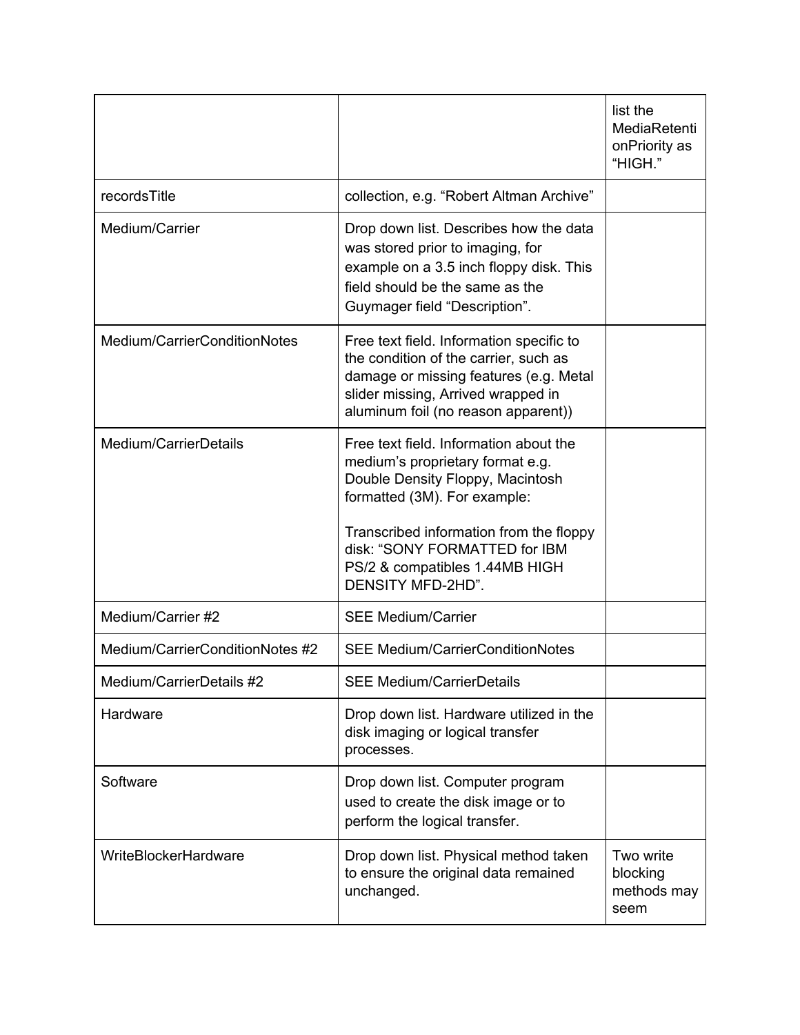| | | |
|---|---|---|
| | | list the MediaRetentionPriority as "HIGH." |
| recordsTitle | collection, e.g. "Robert Altman Archive" | |
| Medium/Carrier | Drop down list. Describes how the data was stored prior to imaging, for example on a 3.5 inch floppy disk. This field should be the same as the Guymager field "Description". | |
| Medium/CarrierConditionNotes | Free text field. Information specific to the condition of the carrier, such as damage or missing features (e.g. Metal slider missing, Arrived wrapped in aluminum foil (no reason apparent)) | |
| Medium/CarrierDetails | Free text field. Information about the medium's proprietary format e.g. Double Density Floppy, Macintosh formatted (3M). For example:<br><br>Transcribed information from the floppy disk: "SONY FORMATTED for IBM PS/2 & compatibles 1.44MB HIGH DENSITY MFD-2HD". | |
| Medium/Carrier #2 | SEE Medium/Carrier | |
| Medium/CarrierConditionNotes #2 | SEE Medium/CarrierConditionNotes | |
| Medium/CarrierDetails #2 | SEE Medium/CarrierDetails | |
| Hardware | Drop down list. Hardware utilized in the disk imaging or logical transfer processes. | |
| Software | Drop down list. Computer program used to create the disk image or to perform the logical transfer. | |
| WriteBlockerHardware | Drop down list. Physical method taken to ensure the original data remained unchanged. | Two write blocking methods may seem |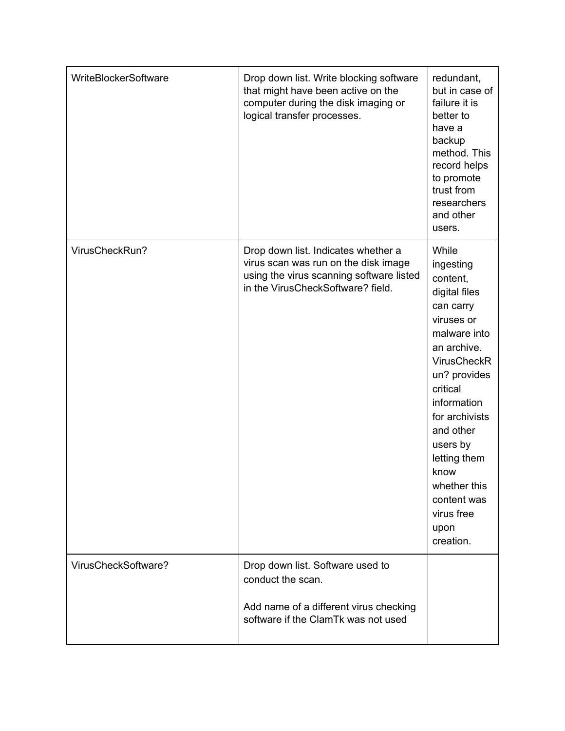| WriteBlockerSoftware | Drop down list. Write blocking software that might have been active on the computer during the disk imaging or logical transfer processes. | redundant, but in case of failure it is better to have a backup method. This record helps to promote trust from researchers and other users. |
|---|---|---|
| VirusCheckRun? | Drop down list. Indicates whether a virus scan was run on the disk image using the virus scanning software listed in the VirusCheckSoftware? field. | While ingesting content, digital files can carry viruses or malware into an archive. VirusCheckRun? provides critical information for archivists and other users by letting them know whether this content was virus free upon creation. |
| VirusCheckSoftware? | Drop down list. Software used to conduct the scan.<br><br>Add name of a different virus checking software if the ClamTk was not used | |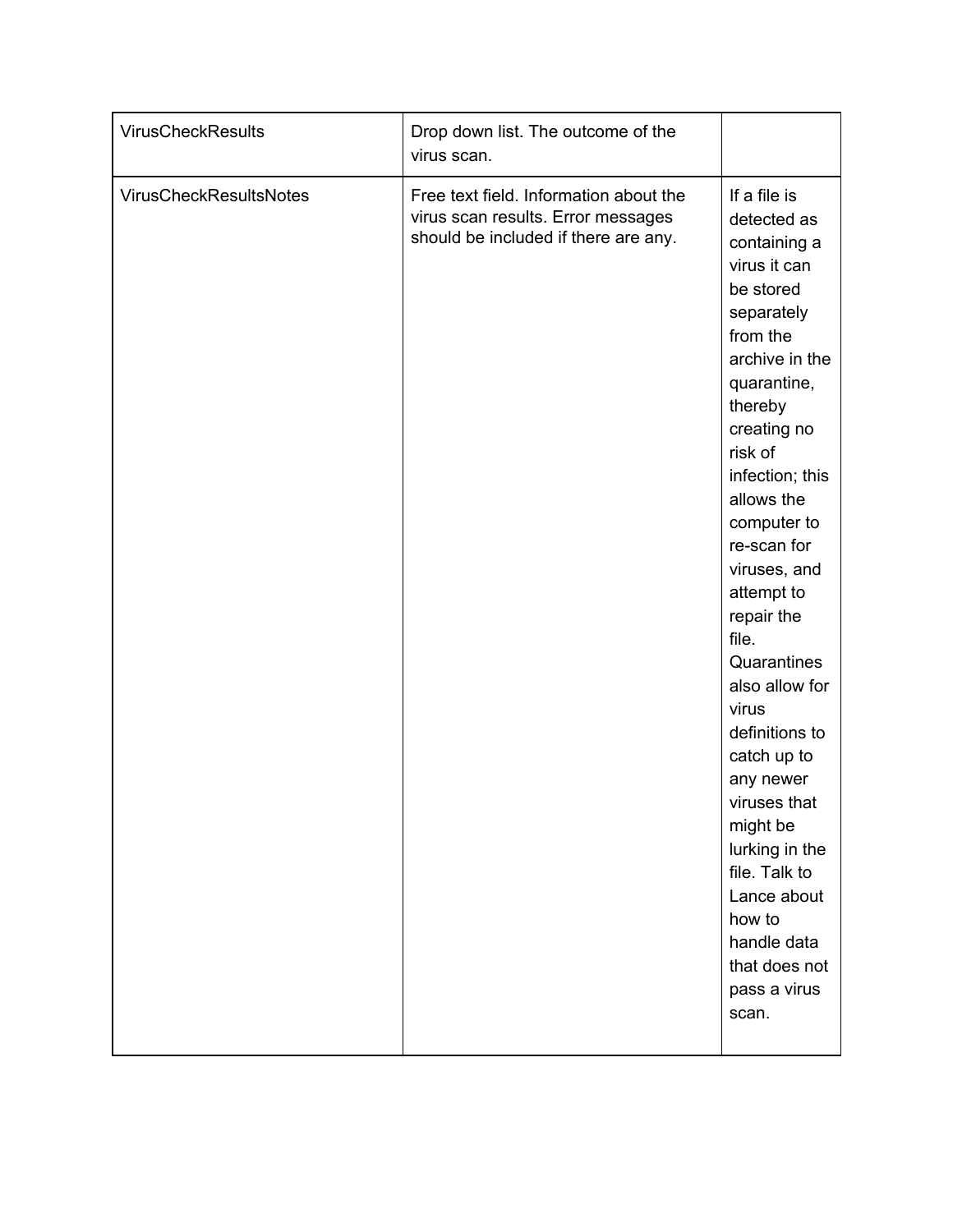| | | |
|---|---|---|
| VirusCheckResults | Drop down list. The outcome of the virus scan. | |
| VirusCheckResultsNotes | Free text field. Information about the virus scan results. Error messages should be included if there are any. | If a file is detected as containing a virus it can be stored separately from the archive in the quarantine, thereby creating no risk of infection; this allows the computer to re-scan for viruses, and attempt to repair the file. Quarantines also allow for virus definitions to catch up to any newer viruses that might be lurking in the file. Talk to Lance about how to handle data that does not pass a virus scan. |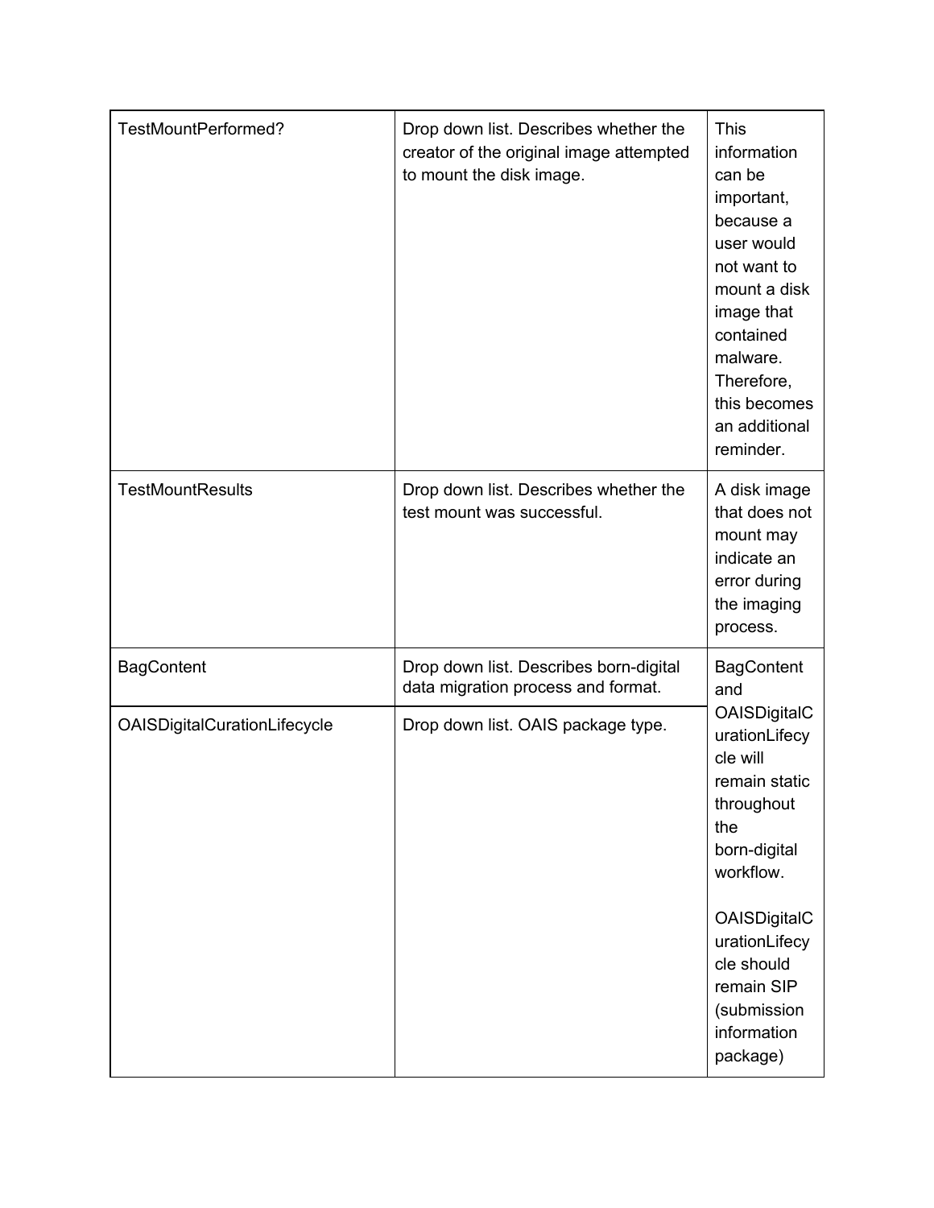| TestMountPerformed? | Drop down list. Describes whether the creator of the original image attempted to mount the disk image. | This information can be important, because a user would not want to mount a disk image that contained malware. Therefore, this becomes an additional reminder. |
|---|---|---|
| TestMountResults | Drop down list. Describes whether the test mount was successful. | A disk image that does not mount may indicate an error during the imaging process. |
| BagContent | Drop down list. Describes born-digital data migration process and format. | BagContent and OAISDigitalCurationLifecycle will remain static throughout the born-digital workflow.<br><br>OAISDigitalCurationLifecycle should remain SIP (submission information package) |
| OAISDigitalCurationLifecycle | Drop down list. OAIS package type. | |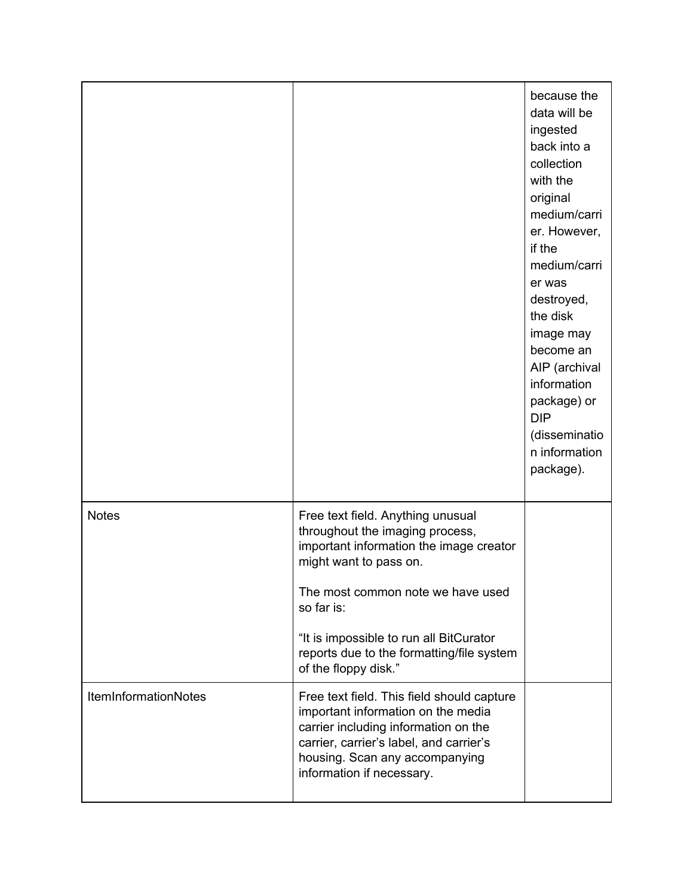| | | |
|---|---|---|
| | | because the data will be ingested back into a collection with the original medium/carrier. However, if the medium/carrier was destroyed, the disk image may become an AIP (archival information package) or DIP (dissemination information package). |
| Notes | Free text field. Anything unusual throughout the imaging process, important information the image creator might want to pass on.<br><br>The most common note we have used so far is:<br><br>"It is impossible to run all BitCurator reports due to the formatting/file system of the floppy disk." | |
| ItemInformationNotes | Free text field. This field should capture important information on the media carrier including information on the carrier, carrier's label, and carrier's housing. Scan any accompanying information if necessary. | |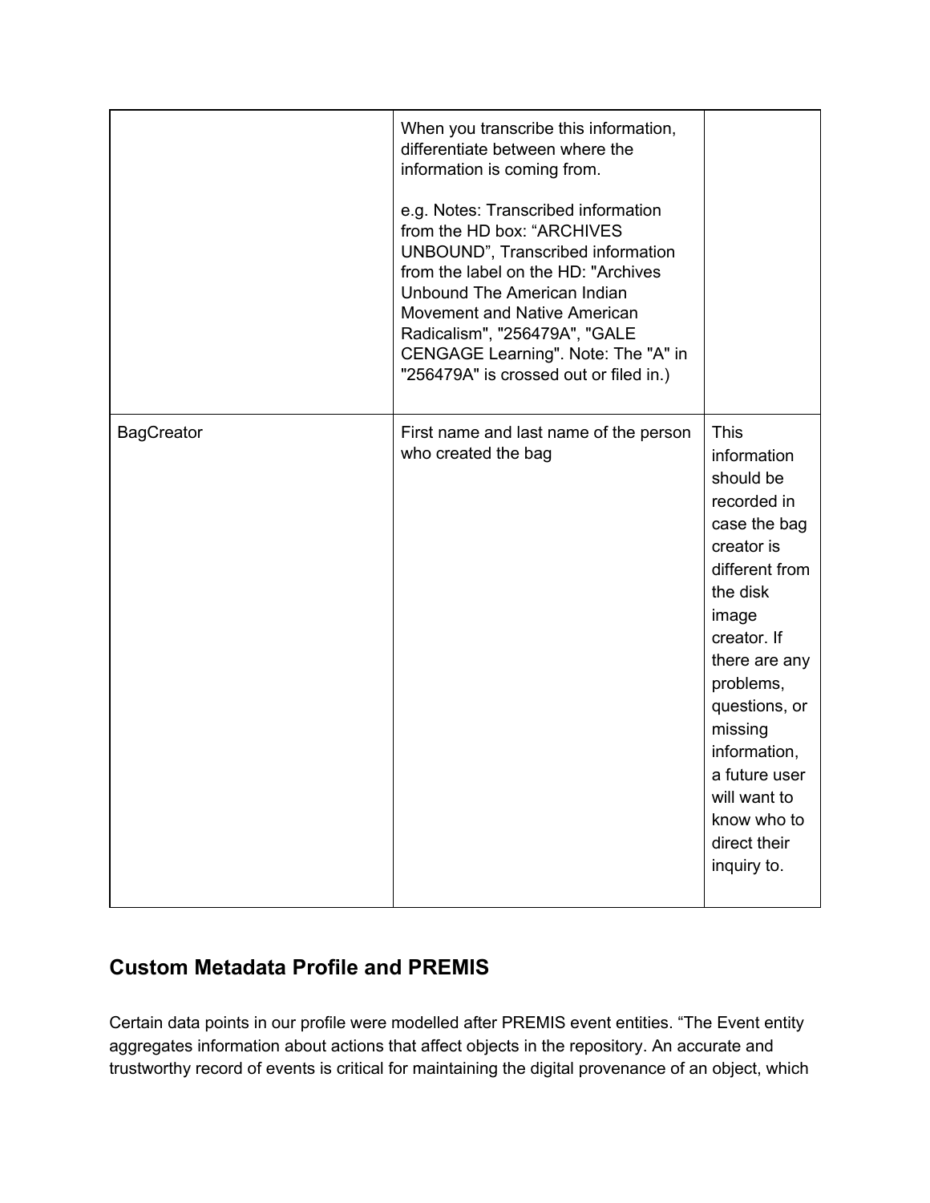| | | |
|---|---|---|
| | When you transcribe this information, differentiate between where the information is coming from.<br><br>e.g. Notes: Transcribed information from the HD box: “ARCHIVES UNBOUND”, Transcribed information from the label on the HD: "Archives Unbound The American Indian Movement and Native American Radicalism", "256479A", "GALE CENGAGE Learning". Note: The "A" in "256479A" is crossed out or filed in.) | |
| BagCreator | First name and last name of the person who created the bag | This information should be recorded in case the bag creator is different from the disk image creator. If there are any problems, questions, or missing information, a future user will want to know who to direct their inquiry to. |

## Custom Metadata Profile and PREMIS

Certain data points in our profile were modelled after PREMIS event entities. “The Event entity aggregates information about actions that affect objects in the repository. An accurate and trustworthy record of events is critical for maintaining the digital provenance of an object, which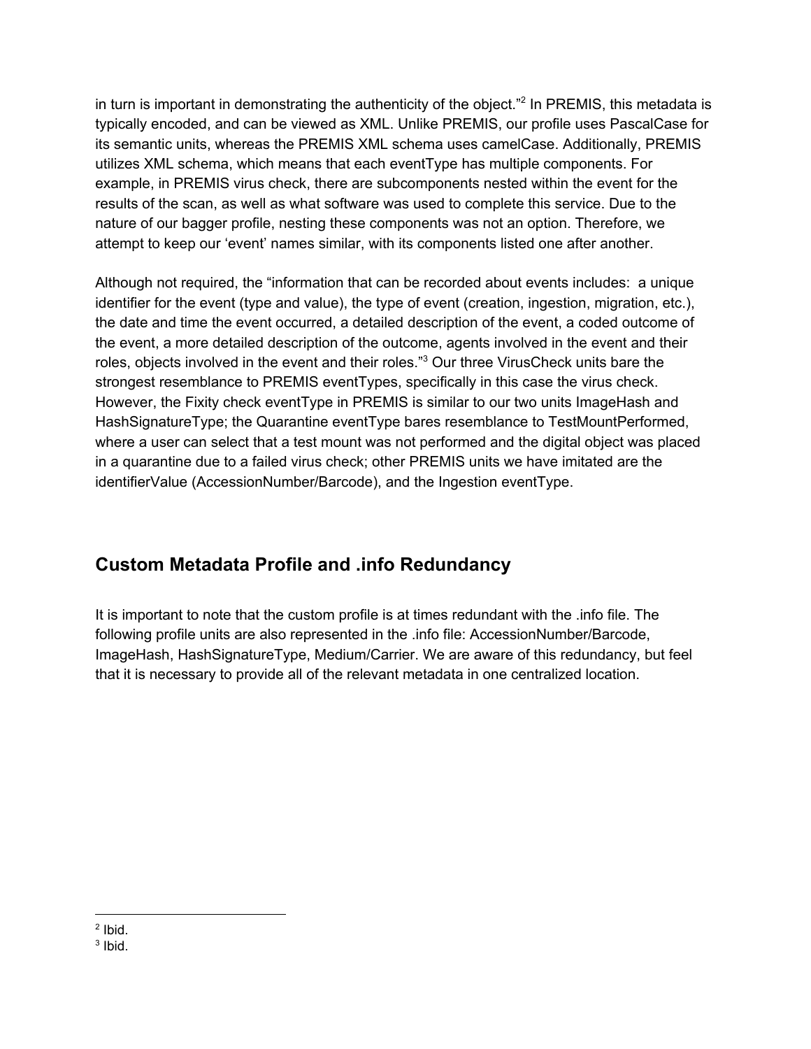in turn is important in demonstrating the authenticity of the object."[2] In PREMIS, this metadata is typically encoded, and can be viewed as XML. Unlike PREMIS, our profile uses PascalCase for its semantic units, whereas the PREMIS XML schema uses camelCase. Additionally, PREMIS utilizes XML schema, which means that each eventType has multiple components. For example, in PREMIS virus check, there are subcomponents nested within the event for the results of the scan, as well as what software was used to complete this service. Due to the nature of our bagger profile, nesting these components was not an option. Therefore, we attempt to keep our 'event' names similar, with its components listed one after another.

Although not required, the "information that can be recorded about events includes: a unique identifier for the event (type and value), the type of event (creation, ingestion, migration, etc.), the date and time the event occurred, a detailed description of the event, a coded outcome of the event, a more detailed description of the outcome, agents involved in the event and their roles, objects involved in the event and their roles."[3] Our three VirusCheck units bare the strongest resemblance to PREMIS eventTypes, specifically in this case the virus check. However, the Fixity check eventType in PREMIS is similar to our two units ImageHash and HashSignatureType; the Quarantine eventType bares resemblance to TestMountPerformed, where a user can select that a test mount was not performed and the digital object was placed in a quarantine due to a failed virus check; other PREMIS units we have imitated are the identifierValue (AccessionNumber/Barcode), and the Ingestion eventType.

## Custom Metadata Profile and .info Redundancy

It is important to note that the custom profile is at times redundant with the .info file. The following profile units are also represented in the .info file: AccessionNumber/Barcode, ImageHash, HashSignatureType, Medium/Carrier. We are aware of this redundancy, but feel that it is necessary to provide all of the relevant metadata in one centralized location.

---

[2] Ibid.
[3] Ibid.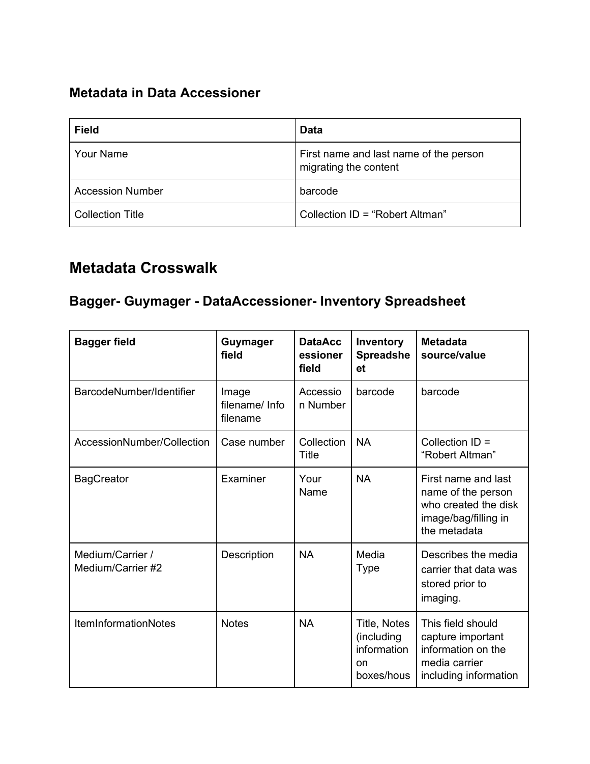### Metadata in Data Accessioner

| Field | Data |
| --- | --- |
| Your Name | First name and last name of the person migrating the content |
| Accession Number | barcode |
| Collection Title | Collection ID = "Robert Altman" |

## Metadata Crosswalk

### Bagger- Guymager - DataAccessioner- Inventory Spreadsheet

| Bagger field | Guymager field | DataAccessioner field | Inventory Spreadsheet | Metadata source/value |
| --- | --- | --- | --- | --- |
| BarcodeNumber/Identifier | Image filename/ Info filename | Accession Number | barcode | barcode |
| AccessionNumber/Collection | Case number | Collection Title | NA | Collection ID = "Robert Altman" |
| BagCreator | Examiner | Your Name | NA | First name and last name of the person who created the disk image/bag/filling in the metadata |
| Medium/Carrier / Medium/Carrier #2 | Description | NA | Media Type | Describes the media carrier that data was stored prior to imaging. |
| ItemInformationNotes | Notes | NA | Title, Notes (including information on boxes/hous | This field should capture important information on the media carrier including information |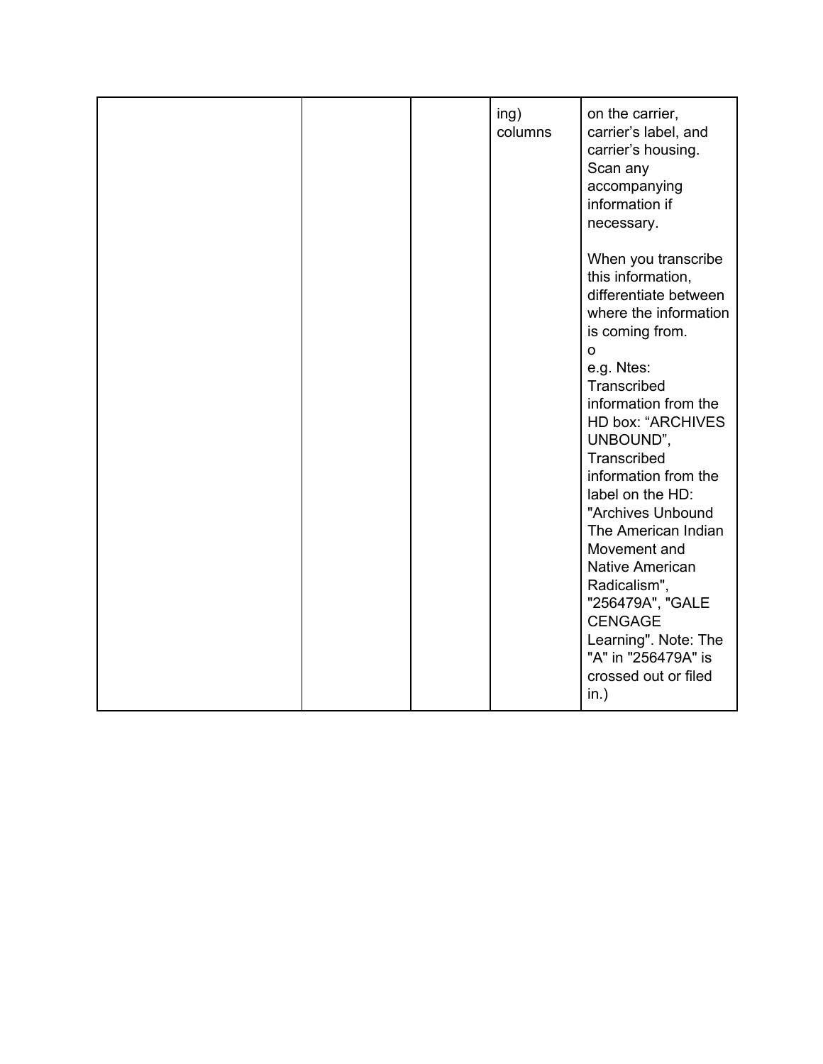| | | | | |
|---|---|---|---|---|
| | | | ing) columns | on the carrier, carrier's label, and carrier's housing. Scan any accompanying information if necessary.<br><br>When you transcribe this information, differentiate between where the information is coming from.<br>o<br>e.g. Ntes: Transcribed information from the HD box: "ARCHIVES UNBOUND", Transcribed information from the label on the HD: "Archives Unbound The American Indian Movement and Native American Radicalism", "256479A", "GALE CENGAGE Learning". Note: The "A" in "256479A" is crossed out or filed in.) |